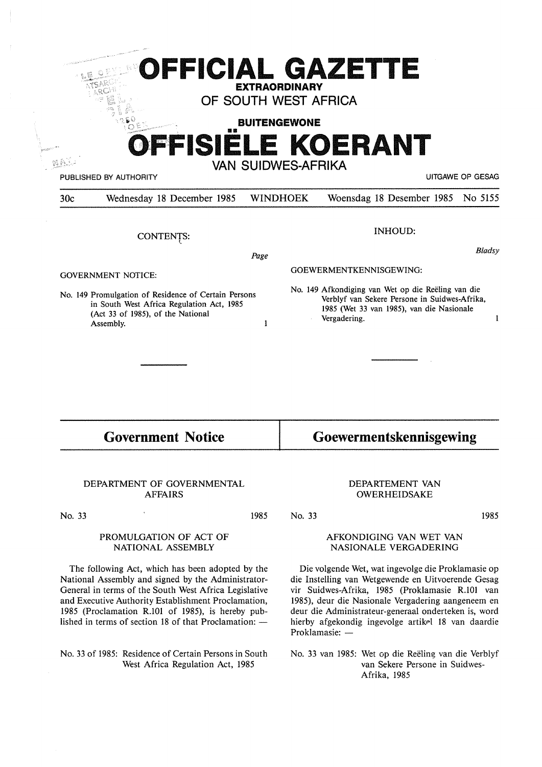# OFFICIAL GAZETTE

**EXTRAORDINARY**

OF SOUTH WEST AFRICA

**BUITENGEWONE**

# OFFISIËLE KOERANT

VAN SUIDWES-AFRIKA

PUBLISHED BY AUTHORITY — UITGAWE OP GESAG

30c — Wednesday 18 December 1985 — WINDHOEK — Woensdag 18 Desember 1985 — No 5155

CONTENTS:

*Page*

GOVERNMENT NOTICE:

No. 149 Promulgation of Residence of Certain Persons in South West Africa Regulation Act, 1985 (Act 33 of 1985), of the National Assembly. 1

INHOUD:

*Bladsy*

GOEWERMENTKENNISGEWING:

No. 149 Afkondiging van Wet op die Reëling van die Verblyf van Sekere Persone in Suidwes-Afrika, 1985 (Wet 33 van 1985), van die Nasionale Vergadering. 1

## Government Notice

DEPARTMENT OF GOVERNMENTAL AFFAIRS

No. 33 — 1985

PROMULGATION OF ACT OF NATIONAL ASSEMBLY

The following Act, which has been adopted by the National Assembly and signed by the Administrator-General in terms of the South West Africa Legislative and Executive Authority Establishment Proclamation, 1985 (Proclamation R.101 of 1985), is hereby published in terms of section 18 of that Proclamation: —

No. 33 of 1985: Residence of Certain Persons in South West Africa Regulation Act, 1985

## Goewermentskennisgewing

DEPARTEMENT VAN OWERHEIDSAKE

No. 33 — 1985

AFKONDIGING VAN WET VAN NASIONALE VERGADERING

Die volgende Wet, wat ingevolge die Proklamasie op die Instelling van Wetgewende en Uitvoerende Gesag vir Suidwes-Afrika, 1985 (Proklamasie R.101 van 1985), deur die Nasionale Vergadering aangeneem en deur die Administrateur-generaal onderteken is, word hierby afgekondig ingevolge artikel 18 van daardie Proklamasie: —

No. 33 van 1985: Wet op die Reëling van die Verblyf van Sekere Persone in Suidwes-Afrika, 1985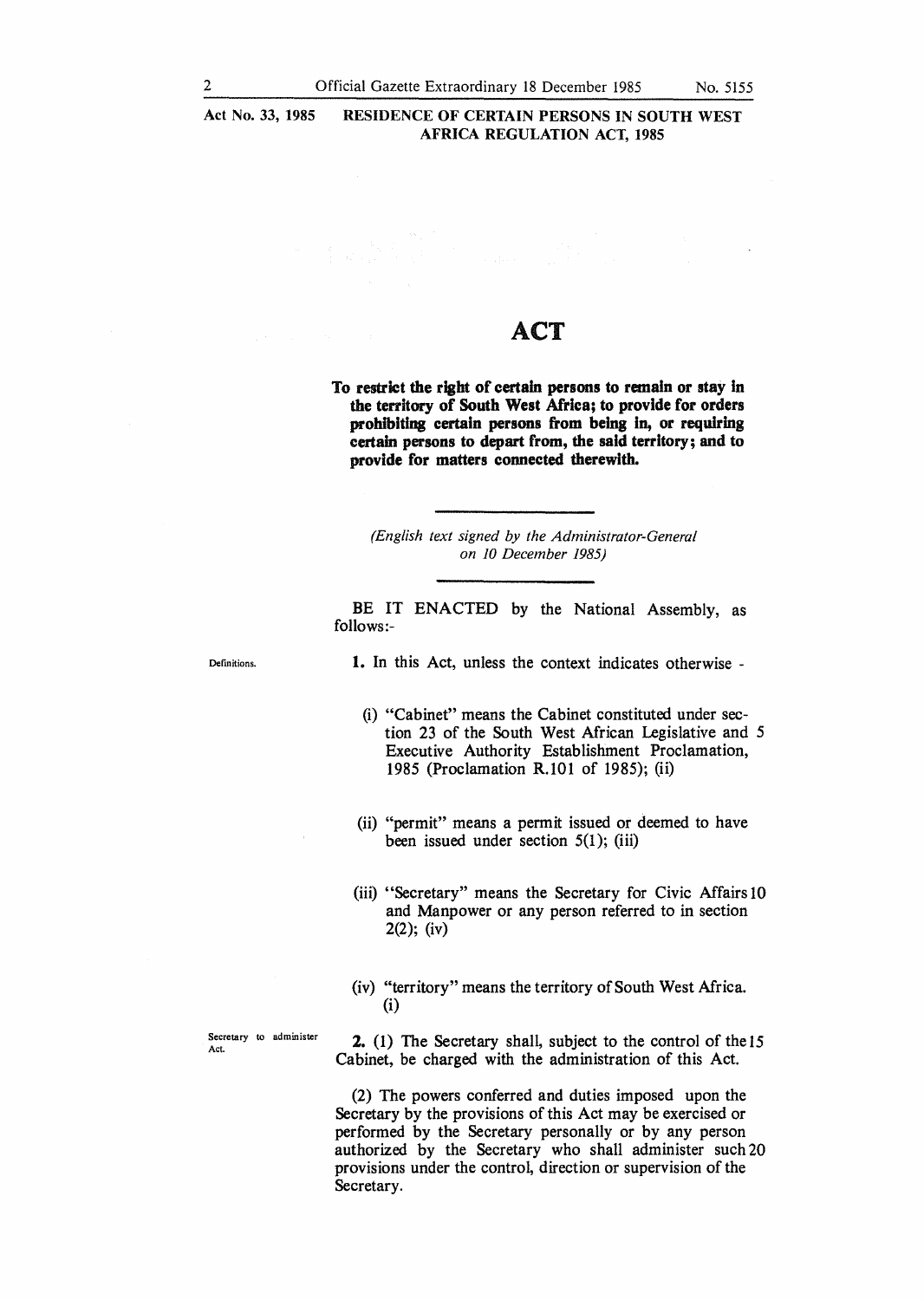Act No. 33, 1985 RESIDENCE OF CERTAIN PERSONS IN SOUTH WEST AFRICA REGULATION ACT, 1985

# ACT

**To restrict the right of certain persons to remain or stay in the territory of South West Africa; to provide for orders prohibiting certain persons from being in, or requiring certain persons to depart from, the said territory; and to provide for matters connected therewith.**

*(English text signed by the Administrator-General on 10 December 1985)*

BE IT ENACTED by the National Assembly, as follows:-

Definitions.

**1.** In this Act, unless the context indicates otherwise -

(i) "Cabinet" means the Cabinet constituted under section 23 of the South West African Legislative and Executive Authority Establishment Proclamation, 1985 (Proclamation R.101 of 1985); (ii)

(ii) "permit" means a permit issued or deemed to have been issued under section 5(1); (iii)

(iii) "Secretary" means the Secretary for Civic Affairs and Manpower or any person referred to in section 2(2); (iv)

(iv) "territory" means the territory of South West Africa. (i)

Secretary to administer Act.

**2.** (1) The Secretary shall, subject to the control of the Cabinet, be charged with the administration of this Act.

(2) The powers conferred and duties imposed upon the Secretary by the provisions of this Act may be exercised or performed by the Secretary personally or by any person authorized by the Secretary who shall administer such provisions under the control, direction or supervision of the Secretary.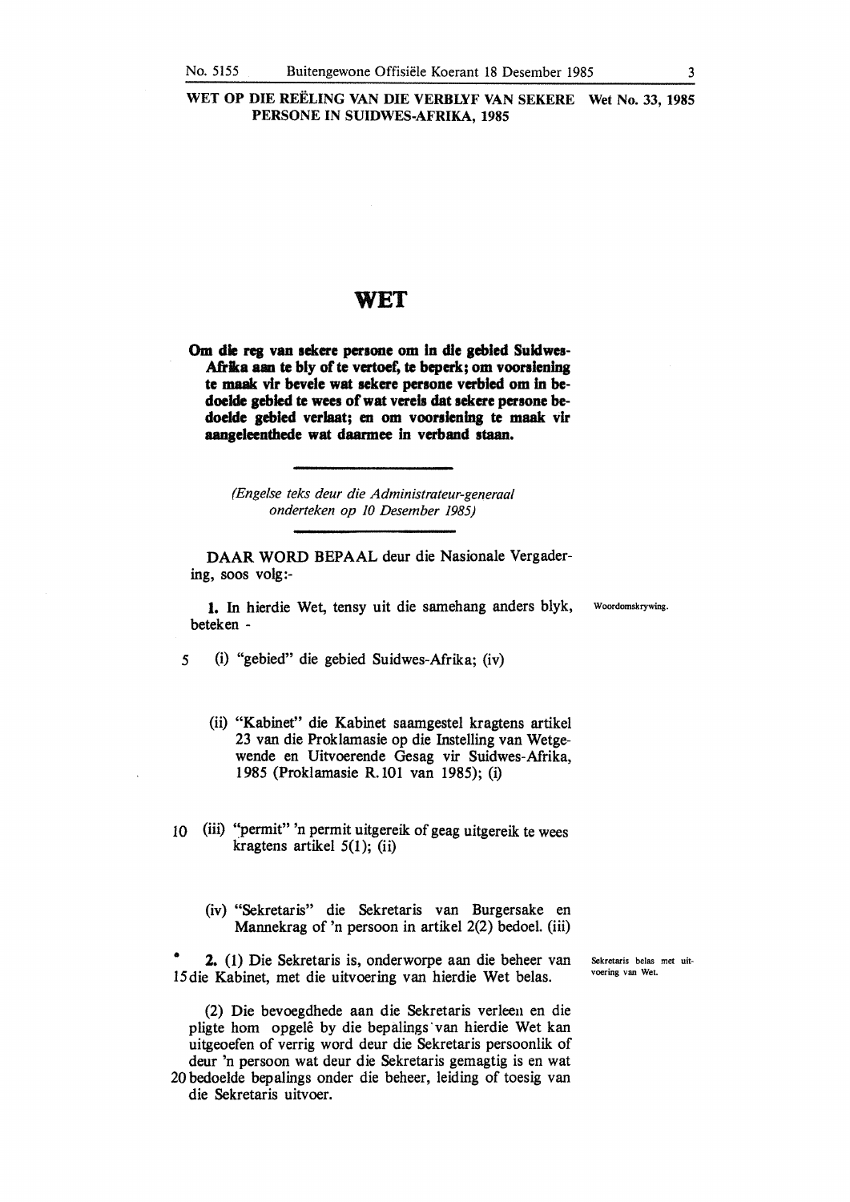WET OP DIE REËLING VAN DIE VERBLYF VAN SEKERE PERSONE IN SUIDWES-AFRIKA, 1985 — Wet No. 33, 1985

# WET

**Om die reg van sekere persone om in die gebied Suidwes-Afrika aan te bly of te vertoef, te beperk; om voorsiening te maak vir bevele wat sekere persone verbied om in bedoelde gebied te wees of wat vereis dat sekere persone bedoelde gebied verlaat; en om voorsiening te maak vir aangeleenthede wat daarmee in verband staan.**

*(Engelse teks deur die Administrateur-generaal onderteken op 10 Desember 1985)*

DAAR WORD BEPAAL deur die Nasionale Vergadering, soos volg:-

Woordomskrywing.

**1.** In hierdie Wet, tensy uit die samehang anders blyk, beteken -

5 (i) "gebied" die gebied Suidwes-Afrika; (iv)

(ii) "Kabinet" die Kabinet saamgestel kragtens artikel 23 van die Proklamasie op die Instelling van Wetgewende en Uitvoerende Gesag vir Suidwes-Afrika, 1985 (Proklamasie R.101 van 1985); (i)

10 (iii) "permit" 'n permit uitgereik of geag uitgereik te wees kragtens artikel 5(1); (ii)

(iv) "Sekretaris" die Sekretaris van Burgersake en Mannekrag of 'n persoon in artikel 2(2) bedoel. (iii)

Sekretaris belas met uitvoering van Wet.

**2.** (1) Die Sekretaris is, onderworpe aan die beheer van 15 die Kabinet, met die uitvoering van hierdie Wet belas.

(2) Die bevoegdhede aan die Sekretaris verleen en die pligte hom opgelê by die bepalings van hierdie Wet kan uitgeoefen of verrig word deur die Sekretaris persoonlik of deur 'n persoon wat deur die Sekretaris gemagtig is en wat 20 bedoelde bepalings onder die beheer, leiding of toesig van die Sekretaris uitvoer.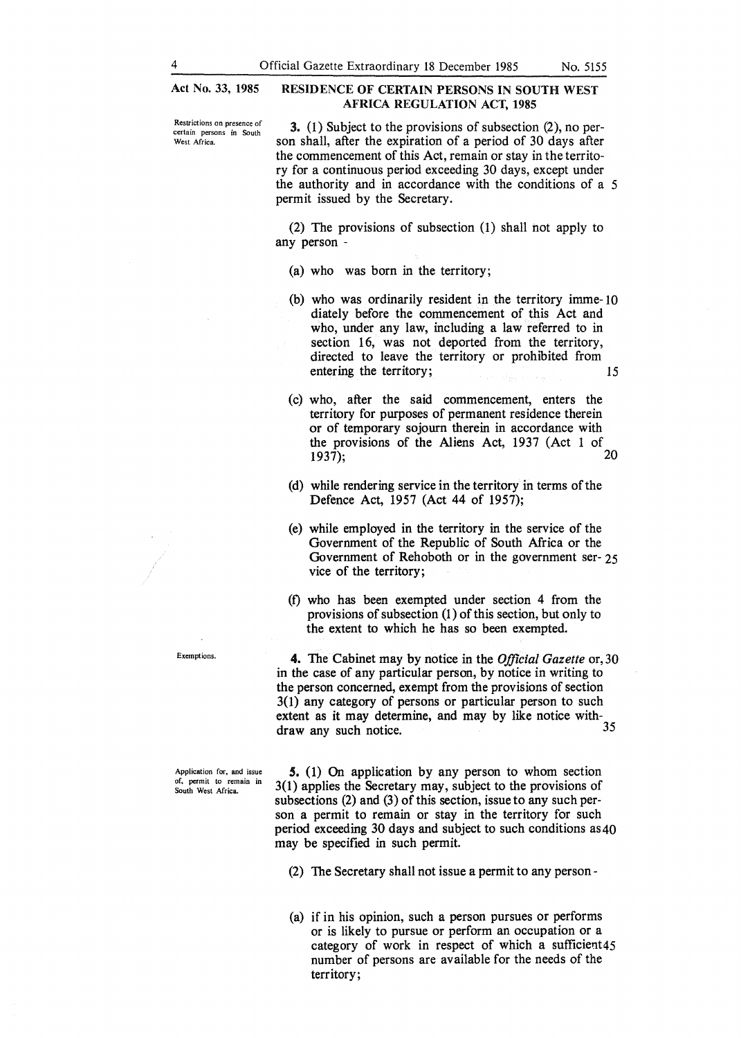**Act No. 33, 1985** — **RESIDENCE OF CERTAIN PERSONS IN SOUTH WEST AFRICA REGULATION ACT, 1985**

*Restrictions on presence of certain persons in South West Africa.*

**3.** (1) Subject to the provisions of subsection (2), no person shall, after the expiration of a period of 30 days after the commencement of this Act, remain or stay in the territory for a continuous period exceeding 30 days, except under the authority and in accordance with the conditions of a permit issued by the Secretary.

(2) The provisions of subsection (1) shall not apply to any person -

(a) who was born in the territory;

(b) who was ordinarily resident in the territory immediately before the commencement of this Act and who, under any law, including a law referred to in section 16, was not deported from the territory, directed to leave the territory or prohibited from entering the territory;

(c) who, after the said commencement, enters the territory for purposes of permanent residence therein or of temporary sojourn therein in accordance with the provisions of the Aliens Act, 1937 (Act 1 of 1937);

(d) while rendering service in the territory in terms of the Defence Act, 1957 (Act 44 of 1957);

(e) while employed in the territory in the service of the Government of the Republic of South Africa or the Government of Rehoboth or in the government service of the territory;

(f) who has been exempted under section 4 from the provisions of subsection (1) of this section, but only to the extent to which he has so been exempted.

*Exemptions.*

**4.** The Cabinet may by notice in the *Official Gazette* or, in the case of any particular person, by notice in writing to the person concerned, exempt from the provisions of section 3(1) any category of persons or particular person to such extent as it may determine, and may by like notice withdraw any such notice.

*Application for, and issue of, permit to remain in South West Africa.*

**5.** (1) On application by any person to whom section 3(1) applies the Secretary may, subject to the provisions of subsections (2) and (3) of this section, issue to any such person a permit to remain or stay in the territory for such period exceeding 30 days and subject to such conditions as may be specified in such permit.

(2) The Secretary shall not issue a permit to any person -

(a) if in his opinion, such a person pursues or performs or is likely to pursue or perform an occupation or a category of work in respect of which a sufficient number of persons are available for the needs of the territory;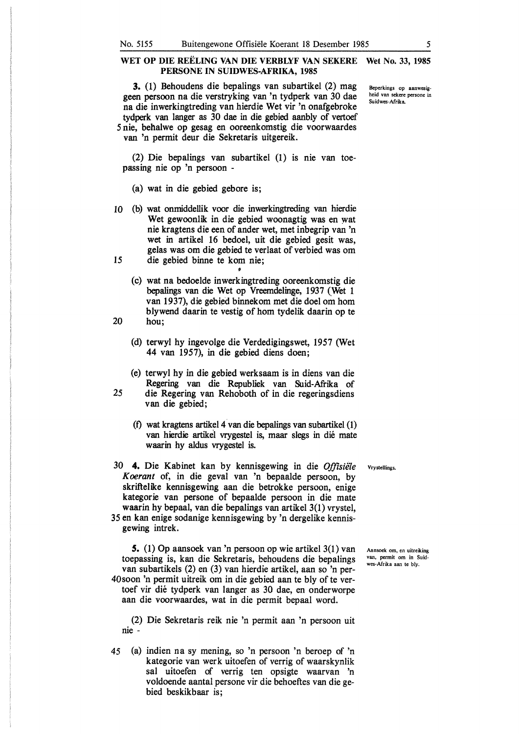## WET OP DIE REËLING VAN DIE VERBLYF VAN SEKERE PERSONE IN SUIDWES-AFRIKA, 1985

**Wet No. 33, 1985**

*Beperkings op aanwesigheid van sekere persone in Suidwes-Afrika.*

**3.** (1) Behoudens die bepalings van subartikel (2) mag geen persoon na die verstryking van 'n tydperk van 30 dae na die inwerkingtreding van hierdie Wet vir 'n onafgebroke tydperk van langer as 30 dae in die gebied aanbly of vertoef nie, behalwe op gesag en ooreenkomstig die voorwaardes van 'n permit deur die Sekretaris uitgereik.

(2) Die bepalings van subartikel (1) is nie van toepassing nie op 'n persoon -

(a) wat in die gebied gebore is;

(b) wat onmiddellik voor die inwerkingtreding van hierdie Wet gewoonlik in die gebied woonagtig was en wat nie kragtens die een of ander wet, met inbegrip van 'n wet in artikel 16 bedoel, uit die gebied gesit was, gelas was om die gebied te verlaat of verbied was om die gebied binne te kom nie;

(c) wat na bedoelde inwerkingtreding ooreenkomstig die bepalings van die Wet op Vreemdelinge, 1937 (Wet 1 van 1937), die gebied binnekom met die doel om hom blywend daarin te vestig of hom tydelik daarin op te hou;

(d) terwyl hy ingevolge die Verdedigingswet, 1957 (Wet 44 van 1957), in die gebied diens doen;

(e) terwyl hy in die gebied werksaam is in diens van die Regering van die Republiek van Suid-Afrika of die Regering van Rehoboth of in die regeringsdiens van die gebied;

(f) wat kragtens artikel 4 van die bepalings van subartikel (1) van hierdie artikel vrygestel is, maar slegs in dié mate waarin hy aldus vrygestel is.

*Vrystellings.*

**4.** Die Kabinet kan by kennisgewing in die *Offisiële Koerant* of, in die geval van 'n bepaalde persoon, by skriftelike kennisgewing aan die betrokke persoon, enige kategorie van persone of bepaalde persoon in die mate waarin hy bepaal, van die bepalings van artikel 3(1) vrystel, en kan enige sodanige kennisgewing by 'n dergelike kennisgewing intrek.

*Aansoek om, en uitreiking van, permit om in Suidwes-Afrika aan te bly.*

**5.** (1) Op aansoek van 'n persoon op wie artikel 3(1) van toepassing is, kan die Sekretaris, behoudens die bepalings van subartikels (2) en (3) van hierdie artikel, aan so 'n persoon 'n permit uitreik om in die gebied aan te bly of te vertoef vir dié tydperk van langer as 30 dae, en onderworpe aan die voorwaardes, wat in die permit bepaal word.

(2) Die Sekretaris reik nie 'n permit aan 'n persoon uit nie -

(a) indien na sy mening, so 'n persoon 'n beroep of 'n kategorie van werk uitoefen of verrig of waarskynlik sal uitoefen of verrig ten opsigte waarvan 'n voldoende aantal persone vir die behoeftes van die gebied beskikbaar is;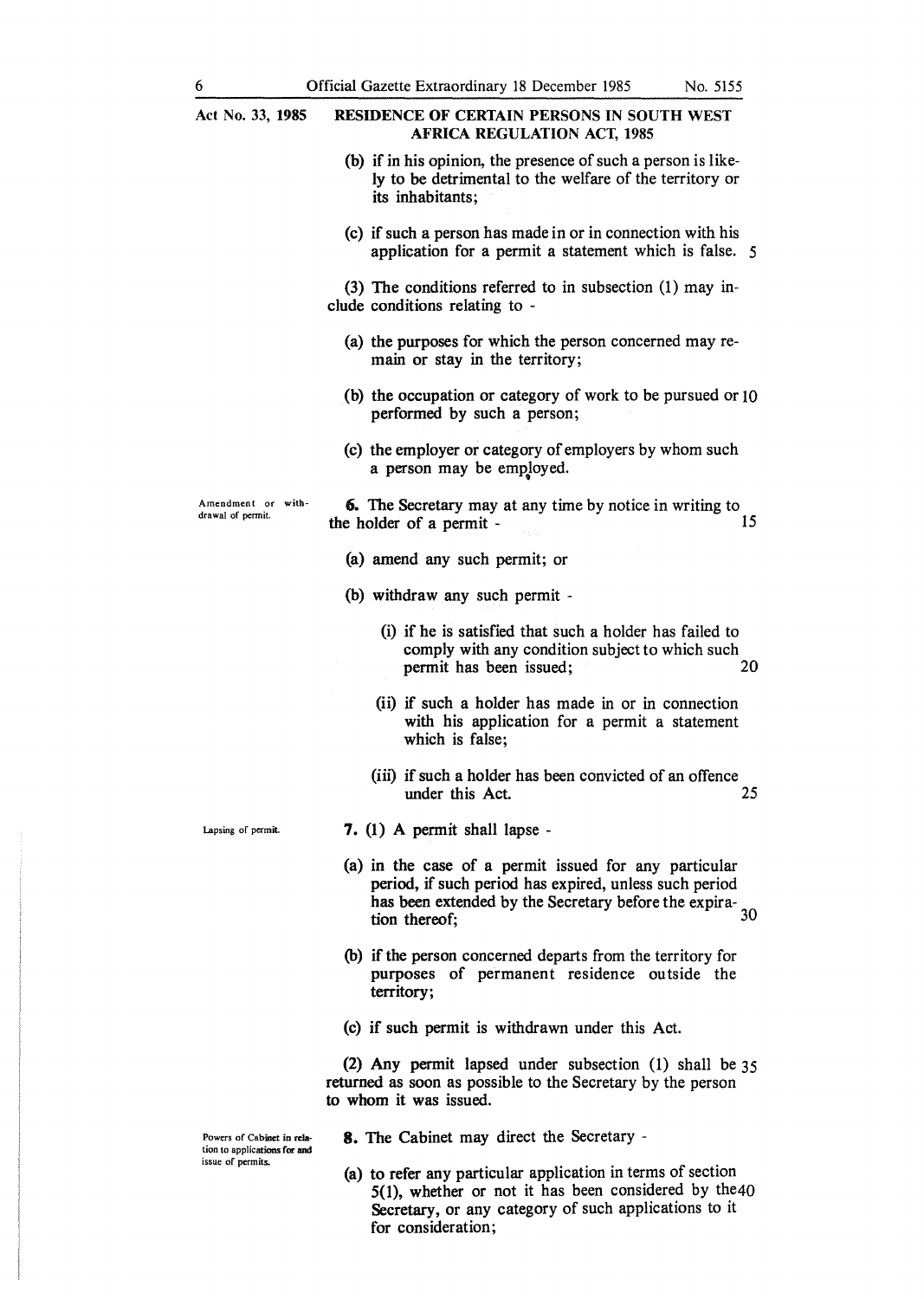(b) if in his opinion, the presence of such a person is likely to be detrimental to the welfare of the territory or its inhabitants;

(c) if such a person has made in or in connection with his application for a permit a statement which is false.

(3) The conditions referred to in subsection (1) may include conditions relating to -

(a) the purposes for which the person concerned may remain or stay in the territory;

(b) the occupation or category of work to be pursued or performed by such a person;

(c) the employer or category of employers by whom such a person may be employed.

*Amendment or withdrawal of permit.*

**6.** The Secretary may at any time by notice in writing to the holder of a permit -

(a) amend any such permit; or

(b) withdraw any such permit -

(i) if he is satisfied that such a holder has failed to comply with any condition subject to which such permit has been issued;

(ii) if such a holder has made in or in connection with his application for a permit a statement which is false;

(iii) if such a holder has been convicted of an offence under this Act.

*Lapsing of permit.*

**7.** (1) A permit shall lapse -

(a) in the case of a permit issued for any particular period, if such period has expired, unless such period has been extended by the Secretary before the expiration thereof;

(b) if the person concerned departs from the territory for purposes of permanent residence outside the territory;

(c) if such permit is withdrawn under this Act.

(2) Any permit lapsed under subsection (1) shall be returned as soon as possible to the Secretary by the person to whom it was issued.

*Powers of Cabinet in relation to applications for and issue of permits.*

**8.** The Cabinet may direct the Secretary -

(a) to refer any particular application in terms of section 5(1), whether or not it has been considered by the Secretary, or any category of such applications to it for consideration;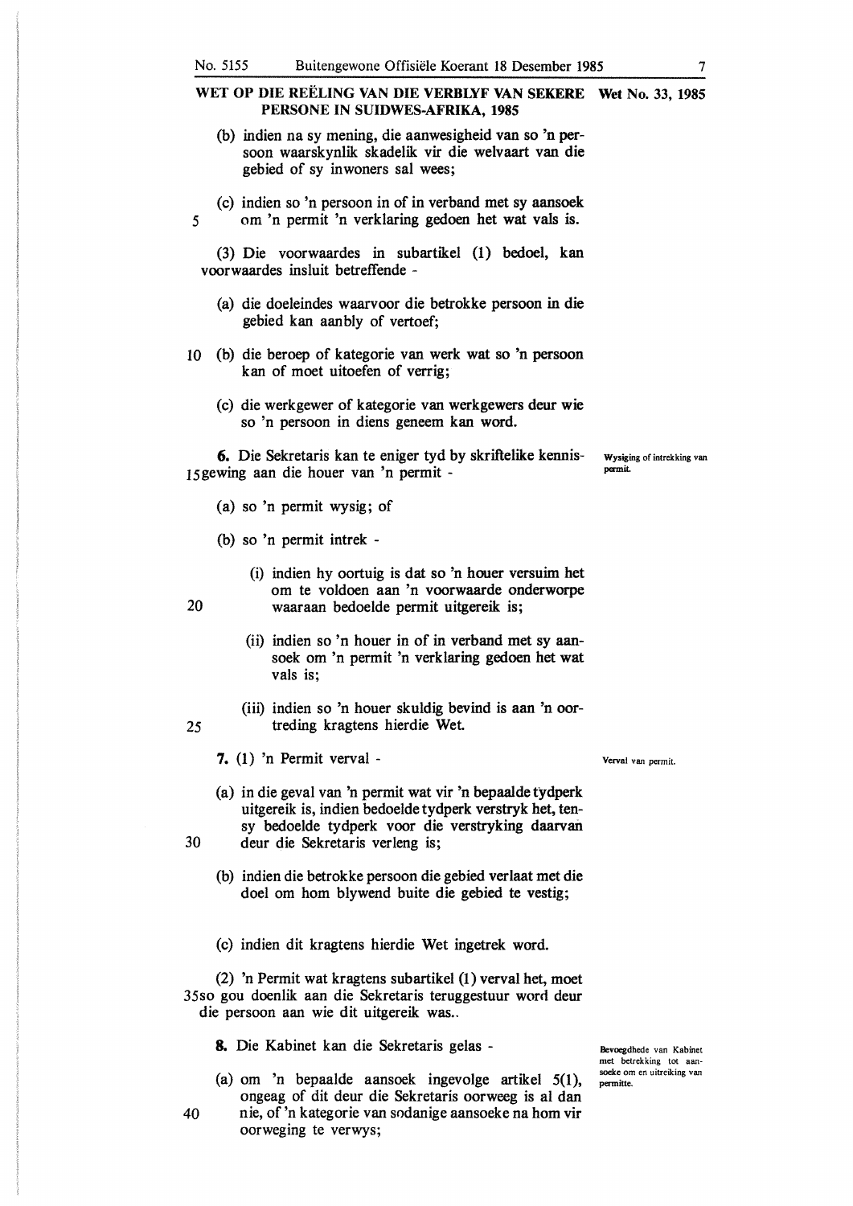**WET OP DIE REËLING VAN DIE VERBLYF VAN SEKERE PERSONE IN SUIDWES-AFRIKA, 1985** — **Wet No. 33, 1985**

(b) indien na sy mening, die aanwesigheid van so 'n persoon waarskynlik skadelik vir die welvaart van die gebied of sy inwoners sal wees;

(c) indien so 'n persoon in of in verband met sy aansoek om 'n permit 'n verklaring gedoen het wat vals is.

(3) Die voorwaardes in subartikel (1) bedoel, kan voorwaardes insluit betreffende -

(a) die doeleindes waarvoor die betrokke persoon in die gebied kan aanbly of vertoef;

(b) die beroep of kategorie van werk wat so 'n persoon kan of moet uitoefen of verrig;

(c) die werkgewer of kategorie van werkgewers deur wie so 'n persoon in diens geneem kan word.

*Wysiging of intrekking van permit.*

**6.** Die Sekretaris kan te eniger tyd by skriftelike kennisgewing aan die houer van 'n permit -

(a) so 'n permit wysig; of

(b) so 'n permit intrek -

(i) indien hy oortuig is dat so 'n houer versuim het om te voldoen aan 'n voorwaarde onderworpe waaraan bedoelde permit uitgereik is;

(ii) indien so 'n houer in of in verband met sy aansoek om 'n permit 'n verklaring gedoen het wat vals is;

(iii) indien so 'n houer skuldig bevind is aan 'n oortreding kragtens hierdie Wet.

*Verval van permit.*

**7.** (1) 'n Permit verval -

(a) in die geval van 'n permit wat vir 'n bepaalde tydperk uitgereik is, indien bedoelde tydperk verstryk het, tensy bedoelde tydperk voor die verstryking daarvan deur die Sekretaris verleng is;

(b) indien die betrokke persoon die gebied verlaat met die doel om hom blywend buite die gebied te vestig;

(c) indien dit kragtens hierdie Wet ingetrek word.

(2) 'n Permit wat kragtens subartikel (1) verval het, moet so gou doenlik aan die Sekretaris teruggestuur word deur die persoon aan wie dit uitgereik was..

*Bevoegdhede van Kabinet met betrekking tot aansoeke om en uitreiking van permitte.*

**8.** Die Kabinet kan die Sekretaris gelas -

(a) om 'n bepaalde aansoek ingevolge artikel 5(1), ongeag of dit deur die Sekretaris oorweeg is al dan nie, of 'n kategorie van sodanige aansoeke na hom vir oorweging te verwys;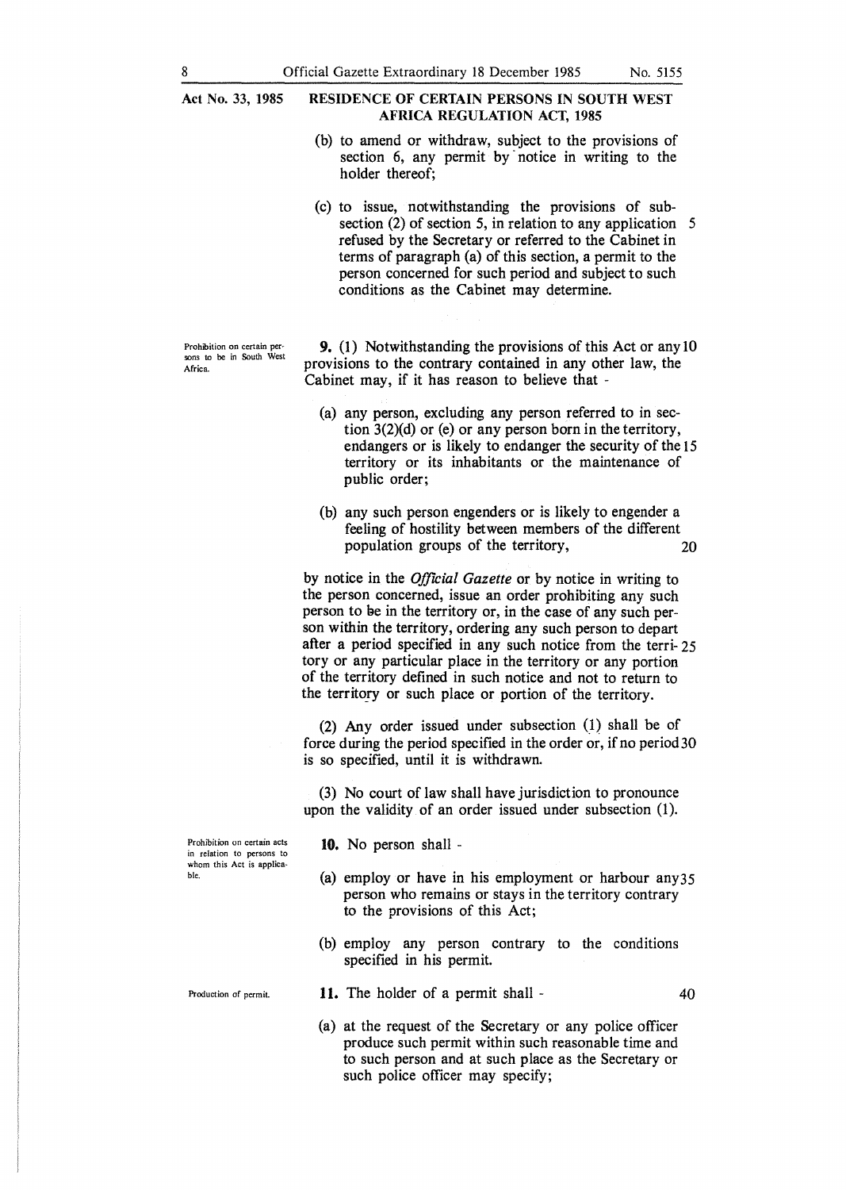(b) to amend or withdraw, subject to the provisions of section 6, any permit by notice in writing to the holder thereof;

(c) to issue, notwithstanding the provisions of subsection (2) of section 5, in relation to any application refused by the Secretary or referred to the Cabinet in terms of paragraph (a) of this section, a permit to the person concerned for such period and subject to such conditions as the Cabinet may determine.

**Prohibition on certain persons to be in South West Africa.**

**9.** (1) Notwithstanding the provisions of this Act or any provisions to the contrary contained in any other law, the Cabinet may, if it has reason to believe that -

(a) any person, excluding any person referred to in section 3(2)(d) or (e) or any person born in the territory, endangers or is likely to endanger the security of the territory or its inhabitants or the maintenance of public order;

(b) any such person engenders or is likely to engender a feeling of hostility between members of the different population groups of the territory,

by notice in the *Official Gazette* or by notice in writing to the person concerned, issue an order prohibiting any such person to be in the territory or, in the case of any such person within the territory, ordering any such person to depart after a period specified in any such notice from the territory or any particular place in the territory or any portion of the territory defined in such notice and not to return to the territory or such place or portion of the territory.

(2) Any order issued under subsection (1) shall be of force during the period specified in the order or, if no period is so specified, until it is withdrawn.

(3) No court of law shall have jurisdiction to pronounce upon the validity of an order issued under subsection (1).

**Prohibition on certain acts in relation to persons to whom this Act is applicable.**

**10.** No person shall -

(a) employ or have in his employment or harbour any person who remains or stays in the territory contrary to the provisions of this Act;

(b) employ any person contrary to the conditions specified in his permit.

**Production of permit.**

**11.** The holder of a permit shall -

(a) at the request of the Secretary or any police officer produce such permit within such reasonable time and to such person and at such place as the Secretary or such police officer may specify;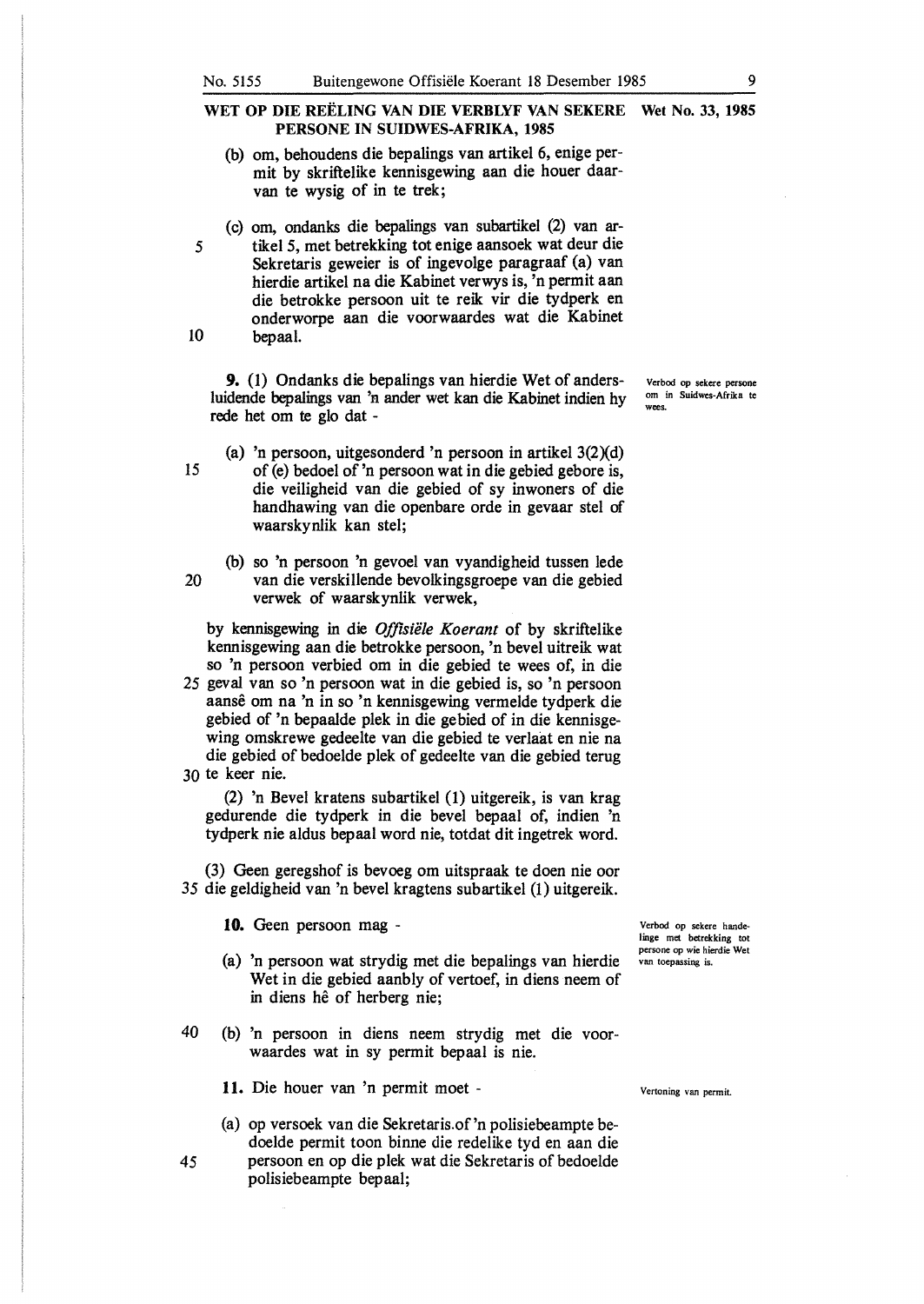**WET OP DIE REËLING VAN DIE VERBLYF VAN SEKERE PERSONE IN SUIDWES-AFRIKA, 1985** — Wet No. 33, 1985

(b) om, behoudens die bepalings van artikel 6, enige permit by skriftelike kennisgewing aan die houer daarvan te wysig of in te trek;

(c) om, ondanks die bepalings van subartikel (2) van artikel 5, met betrekking tot enige aansoek wat deur die Sekretaris geweier is of ingevolge paragraaf (a) van hierdie artikel na die Kabinet verwys is, 'n permit aan die betrokke persoon uit te reik vir die tydperk en onderworpe aan die voorwaardes wat die Kabinet bepaal.

*Verbod op sekere persone om in Suidwes-Afrika te wees.*

**9.** (1) Ondanks die bepalings van hierdie Wet of andersluidende bepalings van 'n ander wet kan die Kabinet indien hy rede het om te glo dat -

(a) 'n persoon, uitgesonderd 'n persoon in artikel 3(2)(d) of (e) bedoel of 'n persoon wat in die gebied gebore is, die veiligheid van die gebied of sy inwoners of die handhawing van die openbare orde in gevaar stel of waarskynlik kan stel;

(b) so 'n persoon 'n gevoel van vyandigheid tussen lede van die verskillende bevolkingsgroepe van die gebied verwek of waarskynlik verwek,

by kennisgewing in die *Offisiële Koerant* of by skriftelike kennisgewing aan die betrokke persoon, 'n bevel uitreik wat so 'n persoon verbied om in die gebied te wees of, in die geval van so 'n persoon wat in die gebied is, so 'n persoon aansê om na 'n in so 'n kennisgewing vermelde tydperk die gebied of 'n bepaalde plek in die gebied of in die kennisgewing omskrewe gedeelte van die gebied te verlaat en nie na die gebied of bedoelde plek of gedeelte van die gebied terug te keer nie.

(2) 'n Bevel kratens subartikel (1) uitgereik, is van krag gedurende die tydperk in die bevel bepaal of, indien 'n tydperk nie aldus bepaal word nie, totdat dit ingetrek word.

(3) Geen geregshof is bevoeg om uitspraak te doen nie oor die geldigheid van 'n bevel kragtens subartikel (1) uitgereik.

*Verbod op sekere handelinge met betrekking tot persone op wie hierdie Wet van toepassing is.*

**10.** Geen persoon mag -

(a) 'n persoon wat strydig met die bepalings van hierdie Wet in die gebied aanbly of vertoef, in diens neem of in diens hê of herberg nie;

(b) 'n persoon in diens neem strydig met die voorwaardes wat in sy permit bepaal is nie.

*Vertoning van permit.*

**11.** Die houer van 'n permit moet -

(a) op versoek van die Sekretaris of 'n polisiebeampte bedoelde permit toon binne die redelike tyd en aan die persoon en op die plek wat die Sekretaris of bedoelde polisiebeampte bepaal;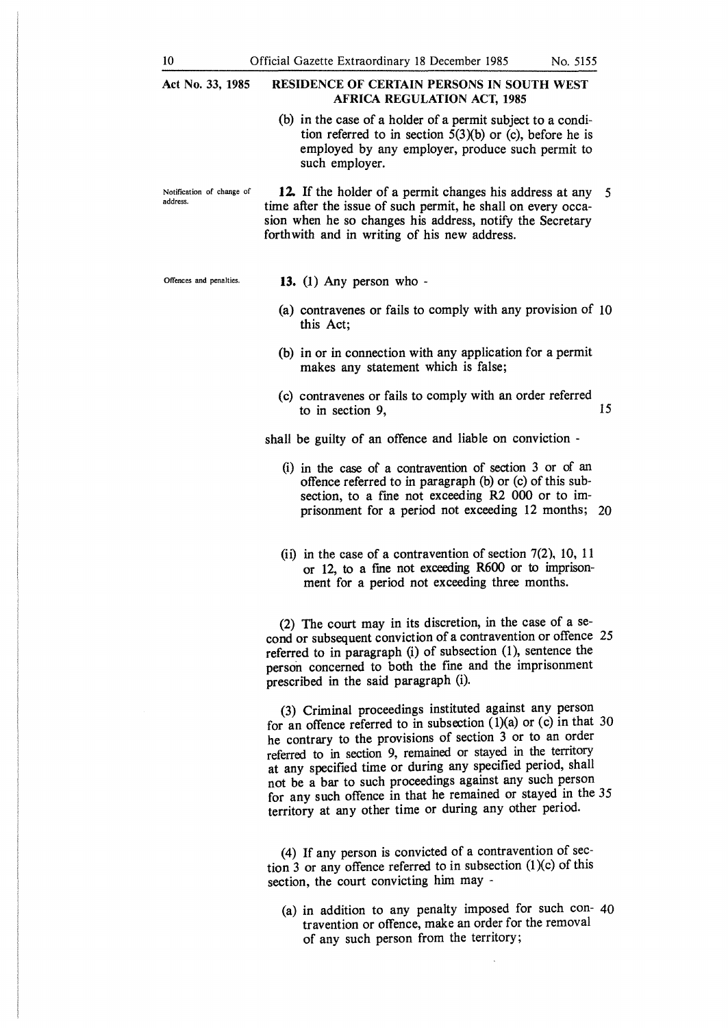(b) in the case of a holder of a permit subject to a condition referred to in section 5(3)(b) or (c), before he is employed by any employer, produce such permit to such employer.

Notification of change of address.

**12.** If the holder of a permit changes his address at any time after the issue of such permit, he shall on every occasion when he so changes his address, notify the Secretary forthwith and in writing of his new address.

Offences and penalties.

**13.** (1) Any person who -

(a) contravenes or fails to comply with any provision of this Act;

(b) in or in connection with any application for a permit makes any statement which is false;

(c) contravenes or fails to comply with an order referred to in section 9,

shall be guilty of an offence and liable on conviction -

(i) in the case of a contravention of section 3 or of an offence referred to in paragraph (b) or (c) of this subsection, to a fine not exceeding R2 000 or to imprisonment for a period not exceeding 12 months;

(ii) in the case of a contravention of section 7(2), 10, 11 or 12, to a fine not exceeding R600 or to imprisonment for a period not exceeding three months.

(2) The court may in its discretion, in the case of a second or subsequent conviction of a contravention or offence referred to in paragraph (i) of subsection (1), sentence the person concerned to both the fine and the imprisonment prescribed in the said paragraph (i).

(3) Criminal proceedings instituted against any person for an offence referred to in subsection (1)(a) or (c) in that he contrary to the provisions of section 3 or to an order referred to in section 9, remained or stayed in the territory at any specified time or during any specified period, shall not be a bar to such proceedings against any such person for any such offence in that he remained or stayed in the territory at any other time or during any other period.

(4) If any person is convicted of a contravention of section 3 or any offence referred to in subsection (1)(c) of this section, the court convicting him may -

(a) in addition to any penalty imposed for such contravention or offence, make an order for the removal of any such person from the territory;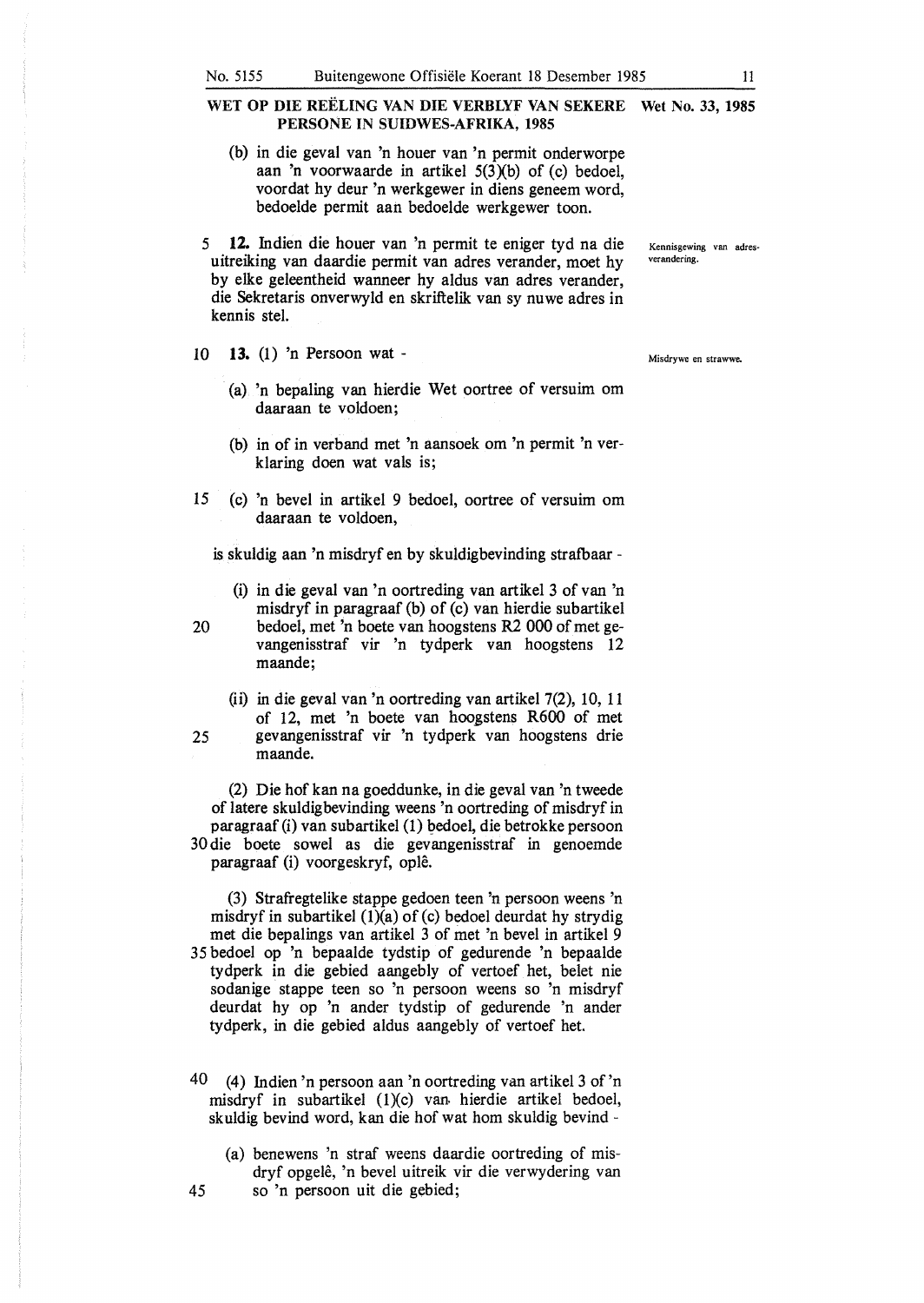**WET OP DIE REËLING VAN DIE VERBLYF VAN SEKERE PERSONE IN SUIDWES-AFRIKA, 1985** — **Wet No. 33, 1985**

(b) in die geval van 'n houer van 'n permit onderworpe aan 'n voorwaarde in artikel 5(3)(b) of (c) bedoel, voordat hy deur 'n werkgewer in diens geneem word, bedoelde permit aan bedoelde werkgewer toon.

*Kennisgewing van adresverandering.*

**12.** Indien die houer van 'n permit te eniger tyd na die uitreiking van daardie permit van adres verander, moet hy by elke geleentheid wanneer hy aldus van adres verander, die Sekretaris onverwyld en skriftelik van sy nuwe adres in kennis stel.

*Misdrywe en strawwe.*

**13.** (1) 'n Persoon wat -

(a) 'n bepaling van hierdie Wet oortree of versuim om daaraan te voldoen;

(b) in of in verband met 'n aansoek om 'n permit 'n verklaring doen wat vals is;

(c) 'n bevel in artikel 9 bedoel, oortree of versuim om daaraan te voldoen,

is skuldig aan 'n misdryf en by skuldigbevinding strafbaar -

(i) in die geval van 'n oortreding van artikel 3 of van 'n misdryf in paragraaf (b) of (c) van hierdie subartikel bedoel, met 'n boete van hoogstens R2 000 of met gevangenisstraf vir 'n tydperk van hoogstens 12 maande;

(ii) in die geval van 'n oortreding van artikel 7(2), 10, 11 of 12, met 'n boete van hoogstens R600 of met gevangenisstraf vir 'n tydperk van hoogstens drie maande.

(2) Die hof kan na goeddunke, in die geval van 'n tweede of latere skuldigbevinding weens 'n oortreding of misdryf in paragraaf (i) van subartikel (1) bedoel, die betrokke persoon die boete sowel as die gevangenisstraf in genoemde paragraaf (i) voorgeskryf, oplê.

(3) Strafregtelike stappe gedoen teen 'n persoon weens 'n misdryf in subartikel (1)(a) of (c) bedoel deurdat hy strydig met die bepalings van artikel 3 of met 'n bevel in artikel 9 bedoel op 'n bepaalde tydstip of gedurende 'n bepaalde tydperk in die gebied aangebly of vertoef het, belet nie sodanige stappe teen so 'n persoon weens so 'n misdryf deurdat hy op 'n ander tydstip of gedurende 'n ander tydperk, in die gebied aldus aangebly of vertoef het.

(4) Indien 'n persoon aan 'n oortreding van artikel 3 of 'n misdryf in subartikel (1)(c) van hierdie artikel bedoel, skuldig bevind word, kan die hof wat hom skuldig bevind -

(a) benewens 'n straf weens daardie oortreding of misdryf opgelê, 'n bevel uitreik vir die verwydering van so 'n persoon uit die gebied;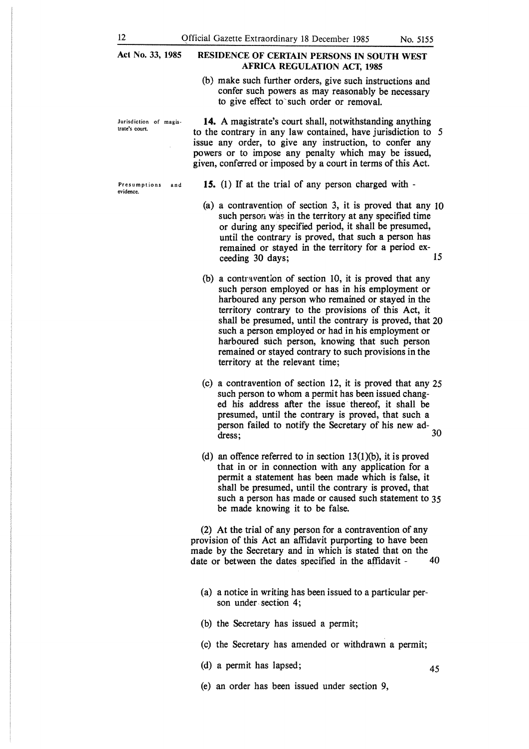(b) make such further orders, give such instructions and confer such powers as may reasonably be necessary to give effect to such order or removal.

*Jurisdiction of magistrate's court.*

**14.** A magistrate's court shall, notwithstanding anything to the contrary in any law contained, have jurisdiction to issue any order, to give any instruction, to confer any powers or to impose any penalty which may be issued, given, conferred or imposed by a court in terms of this Act.

*Presumptions and evidence.*

**15.** (1) If at the trial of any person charged with -

(a) a contravention of section 3, it is proved that any such person was in the territory at any specified time or during any specified period, it shall be presumed, until the contrary is proved, that such a person has remained or stayed in the territory for a period exceeding 30 days;

(b) a contravention of section 10, it is proved that any such person employed or has in his employment or harboured any person who remained or stayed in the territory contrary to the provisions of this Act, it shall be presumed, until the contrary is proved, that such a person employed or had in his employment or harboured such person, knowing that such person remained or stayed contrary to such provisions in the territory at the relevant time;

(c) a contravention of section 12, it is proved that any such person to whom a permit has been issued changed his address after the issue thereof, it shall be presumed, until the contrary is proved, that such a person failed to notify the Secretary of his new address;

(d) an offence referred to in section 13(1)(b), it is proved that in or in connection with any application for a permit a statement has been made which is false, it shall be presumed, until the contrary is proved, that such a person has made or caused such statement to be made knowing it to be false.

(2) At the trial of any person for a contravention of any provision of this Act an affidavit purporting to have been made by the Secretary and in which is stated that on the date or between the dates specified in the affidavit -

(a) a notice in writing has been issued to a particular person under section 4;

(b) the Secretary has issued a permit;

(c) the Secretary has amended or withdrawn a permit;

(d) a permit has lapsed;

(e) an order has been issued under section 9,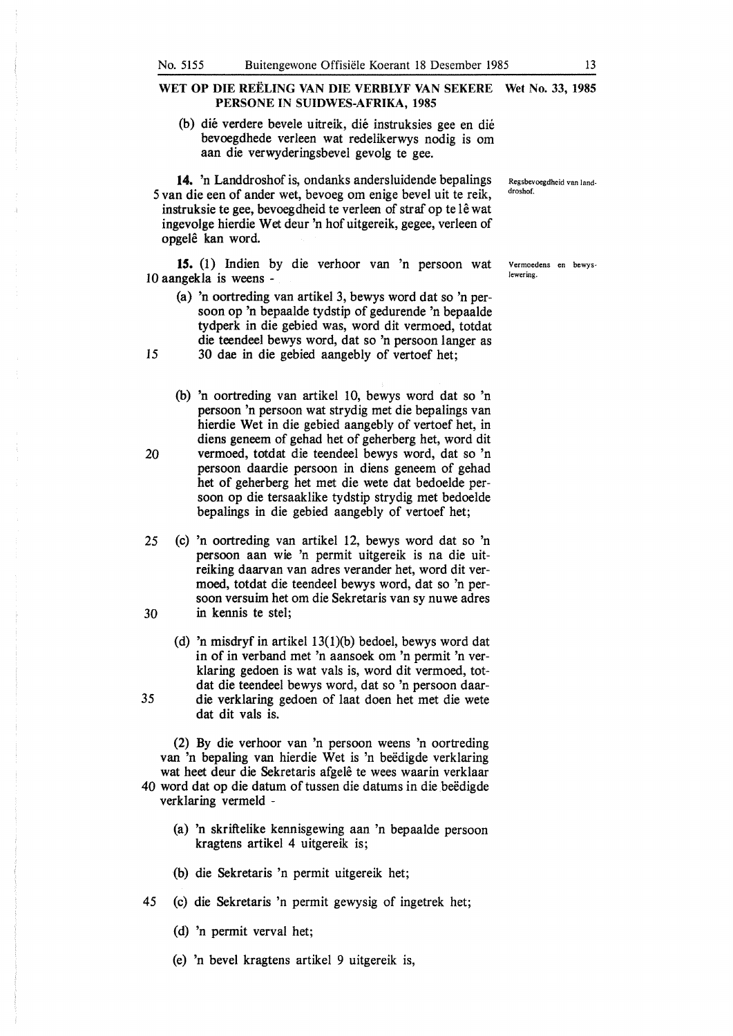**WET OP DIE REËLING VAN DIE VERBLYF VAN SEKERE PERSONE IN SUIDWES-AFRIKA, 1985** — Wet No. 33, 1985

(b) dié verdere bevele uitreik, dié instruksies gee en dié bevoegdhede verleen wat redelikerwys nodig is om aan die verwyderingsbevel gevolg te gee.

*Regsbevoegdheid van landdroshof.*

**14.** 'n Landdroshof is, ondanks andersluidende bepalings van die een of ander wet, bevoeg om enige bevel uit te reik, instruksie te gee, bevoegdheid te verleen of straf op te lê wat ingevolge hierdie Wet deur 'n hof uitgereik, gegee, verleen of opgelê kan word.

*Vermoedens en bewyslewering.*

**15.** (1) Indien by die verhoor van 'n persoon wat aangekla is weens -

(a) 'n oortreding van artikel 3, bewys word dat so 'n persoon op 'n bepaalde tydstip of gedurende 'n bepaalde tydperk in die gebied was, word dit vermoed, totdat die teendeel bewys word, dat so 'n persoon langer as 30 dae in die gebied aangebly of vertoef het;

(b) 'n oortreding van artikel 10, bewys word dat so 'n persoon 'n persoon wat strydig met die bepalings van hierdie Wet in die gebied aangebly of vertoef het, in diens geneem of gehad het of geherberg het, word dit vermoed, totdat die teendeel bewys word, dat so 'n persoon daardie persoon in diens geneem of gehad het of geherberg het met die wete dat bedoelde persoon op die tersaaklike tydstip strydig met bedoelde bepalings in die gebied aangebly of vertoef het;

(c) 'n oortreding van artikel 12, bewys word dat so 'n persoon aan wie 'n permit uitgereik is na die uitreiking daarvan van adres verander het, word dit vermoed, totdat die teendeel bewys word, dat so 'n persoon versuim het om die Sekretaris van sy nuwe adres in kennis te stel;

(d) 'n misdryf in artikel 13(1)(b) bedoel, bewys word dat in of in verband met 'n aansoek om 'n permit 'n verklaring gedoen is wat vals is, word dit vermoed, totdat die teendeel bewys word, dat so 'n persoon daardie verklaring gedoen of laat doen het met die wete dat dit vals is.

(2) By die verhoor van 'n persoon weens 'n oortreding van 'n bepaling van hierdie Wet is 'n beëdigde verklaring wat heet deur die Sekretaris afgelê te wees waarin verklaar word dat op die datum of tussen die datums in die beëdigde verklaring vermeld -

(a) 'n skriftelike kennisgewing aan 'n bepaalde persoon kragtens artikel 4 uitgereik is;

(b) die Sekretaris 'n permit uitgereik het;

(c) die Sekretaris 'n permit gewysig of ingetrek het;

(d) 'n permit verval het;

(e) 'n bevel kragtens artikel 9 uitgereik is,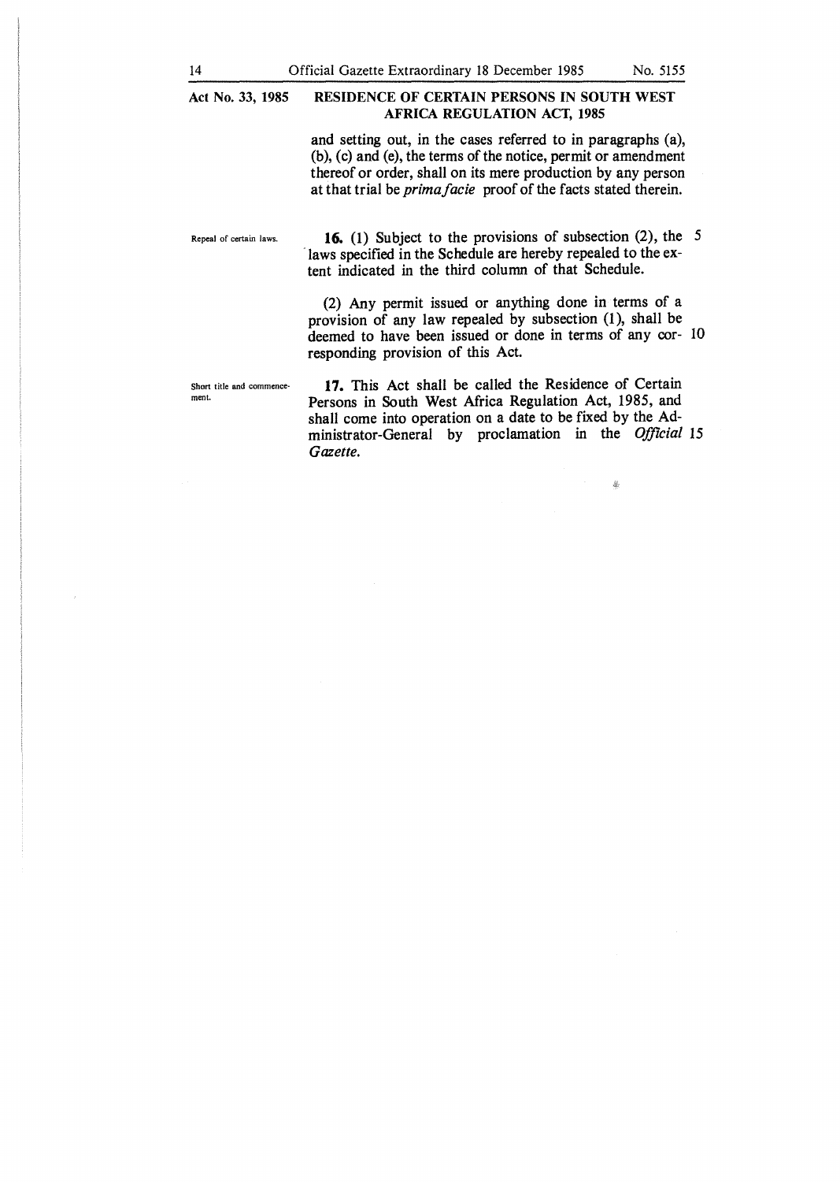and setting out, in the cases referred to in paragraphs (a), (b), (c) and (e), the terms of the notice, permit or amendment thereof or order, shall on its mere production by any person at that trial be *prima facie* proof of the facts stated therein.

Repeal of certain laws.

**16.** (1) Subject to the provisions of subsection (2), the laws specified in the Schedule are hereby repealed to the extent indicated in the third column of that Schedule.

(2) Any permit issued or anything done in terms of a provision of any law repealed by subsection (1), shall be deemed to have been issued or done in terms of any corresponding provision of this Act.

Short title and commencement.

**17.** This Act shall be called the Residence of Certain Persons in South West Africa Regulation Act, 1985, and shall come into operation on a date to be fixed by the Administrator-General by proclamation in the *Official Gazette.*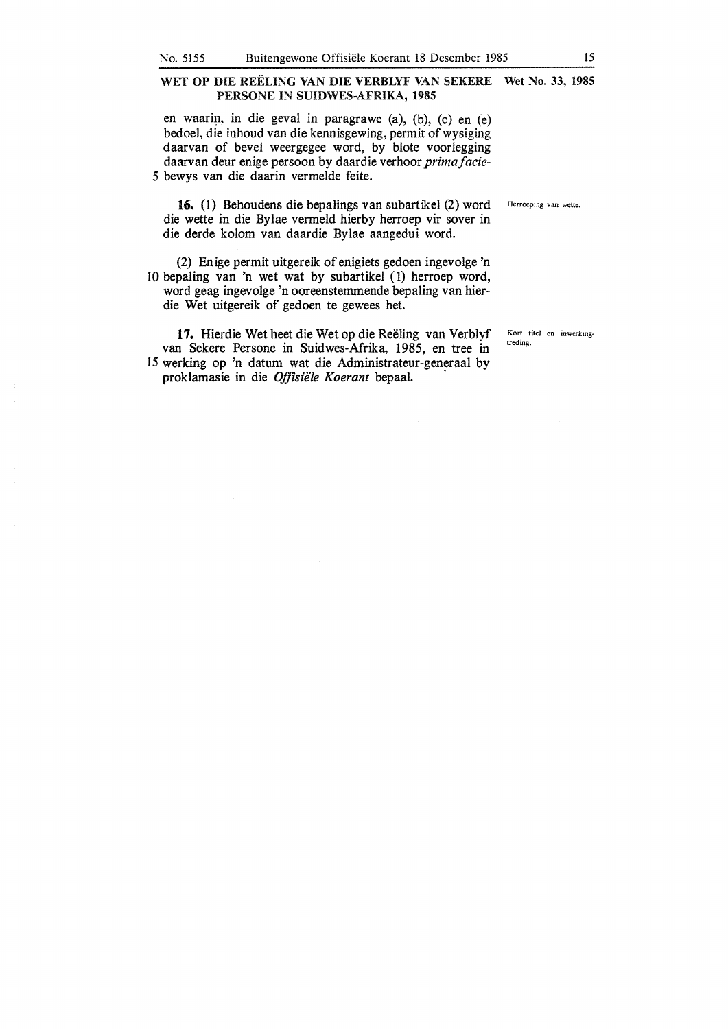## WET OP DIE REËLING VAN DIE VERBLYF VAN SEKERE PERSONE IN SUIDWES-AFRIKA, 1985

**Wet No. 33, 1985**

en waarin, in die geval in paragrawe (a), (b), (c) en (e) bedoel, die inhoud van die kennisgewing, permit of wysiging daarvan of bevel weergegee word, by blote voorlegging daarvan deur enige persoon by daardie verhoor *prima facie*-bewys van die daarin vermelde feite.

*Herroeping van wette.*

**16.** (1) Behoudens die bepalings van subartikel (2) word die wette in die Bylae vermeld hierby herroep vir sover in die derde kolom van daardie Bylae aangedui word.

(2) Enige permit uitgereik of enigiets gedoen ingevolge 'n bepaling van 'n wet wat by subartikel (1) herroep word, word geag ingevolge 'n ooreenstemmende bepaling van hierdie Wet uitgereik of gedoen te gewees het.

*Kort titel en inwerkingtreding.*

**17.** Hierdie Wet heet die Wet op die Reëling van Verblyf van Sekere Persone in Suidwes-Afrika, 1985, en tree in werking op 'n datum wat die Administrateur-generaal by proklamasie in die *Offisiële Koerant* bepaal.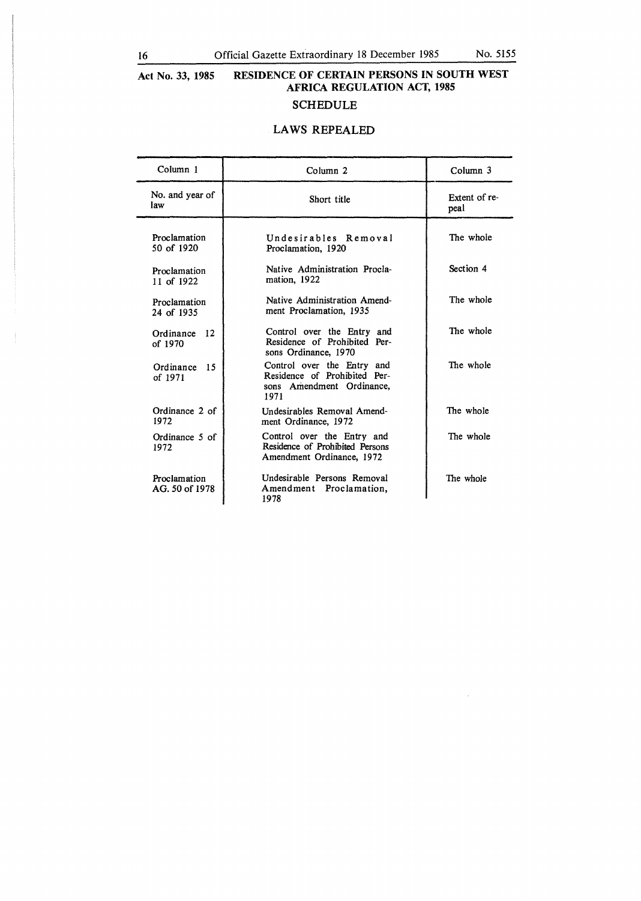**Act No. 33, 1985 — RESIDENCE OF CERTAIN PERSONS IN SOUTH WEST AFRICA REGULATION ACT, 1985**

## SCHEDULE

### LAWS REPEALED

| Column 1 | Column 2 | Column 3 |
|---|---|---|
| No. and year of law | Short title | Extent of repeal |
| Proclamation 50 of 1920 | Undesirables Removal Proclamation, 1920 | The whole |
| Proclamation 11 of 1922 | Native Administration Proclamation, 1922 | Section 4 |
| Proclamation 24 of 1935 | Native Administration Amendment Proclamation, 1935 | The whole |
| Ordinance 12 of 1970 | Control over the Entry and Residence of Prohibited Persons Ordinance, 1970 | The whole |
| Ordinance 15 of 1971 | Control over the Entry and Residence of Prohibited Persons Amendment Ordinance, 1971 | The whole |
| Ordinance 2 of 1972 | Undesirables Removal Amendment Ordinance, 1972 | The whole |
| Ordinance 5 of 1972 | Control over the Entry and Residence of Prohibited Persons Amendment Ordinance, 1972 | The whole |
| Proclamation AG. 50 of 1978 | Undesirable Persons Removal Amendment Proclamation, 1978 | The whole |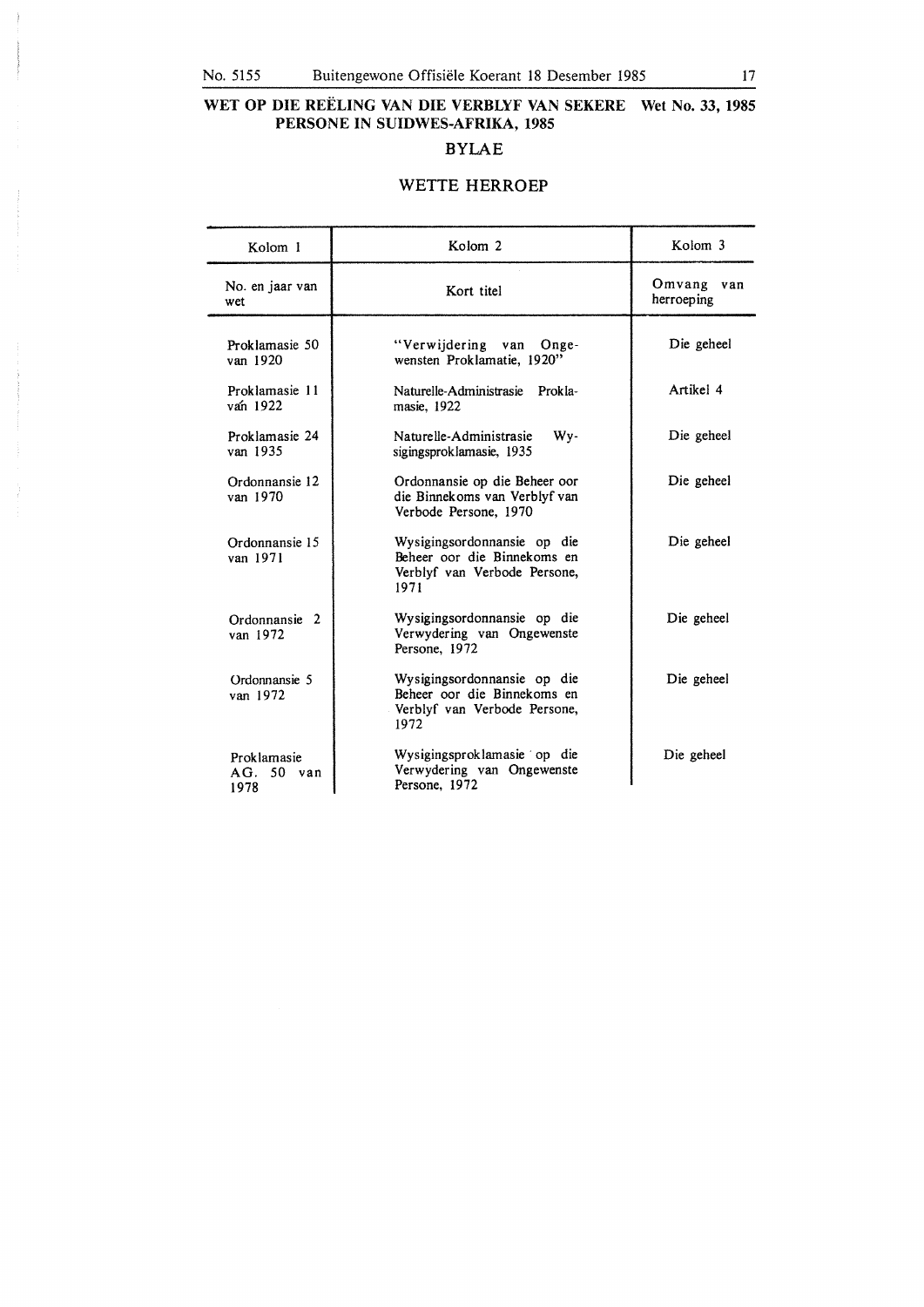**WET OP DIE REËLING VAN DIE VERBLYF VAN SEKERE PERSONE IN SUIDWES-AFRIKA, 1985** **Wet No. 33, 1985**

## BYLAE

## WETTE HERROEP

| Kolom 1 | Kolom 2 | Kolom 3 |
|---|---|---|
| No. en jaar van wet | Kort titel | Omvang van herroeping |
| Proklamasie 50 van 1920 | "Verwijdering van Ongewensten Proklamatie, 1920" | Die geheel |
| Proklamasie 11 van 1922 | Naturelle-Administrasie Proklamasie, 1922 | Artikel 4 |
| Proklamasie 24 van 1935 | Naturelle-Administrasie Wysigingsproklamasie, 1935 | Die geheel |
| Ordonnansie 12 van 1970 | Ordonnansie op die Beheer oor die Binnekoms van Verblyf van Verbode Persone, 1970 | Die geheel |
| Ordonnansie 15 van 1971 | Wysigingsordonnansie op die Beheer oor die Binnekoms en Verblyf van Verbode Persone, 1971 | Die geheel |
| Ordonnansie 2 van 1972 | Wysigingsordonnansie op die Verwydering van Ongewenste Persone, 1972 | Die geheel |
| Ordonnansie 5 van 1972 | Wysigingsordonnansie op die Beheer oor die Binnekoms en Verblyf van Verbode Persone, 1972 | Die geheel |
| Proklamasie AG. 50 van 1978 | Wysigingsproklamasie op die Verwydering van Ongewenste Persone, 1972 | Die geheel |